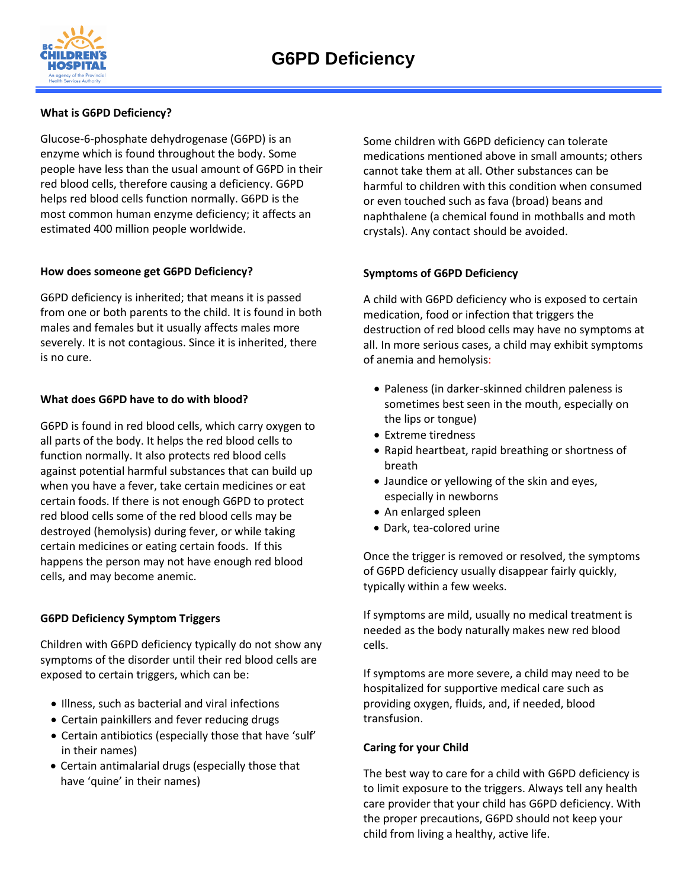# G6PD Deficiency

### What is G6PD Deficiency?

Glucose-6-phosphate dehydrogenase (G6PD) is an enzyme which is found throughout the body. Some people have less than the usual amount of G6PD in their red blood cells, therefore causing a deficiency. G6PD helps red blood cells function normally. G6PD is the most common human enzyme deficiency; it affects an estimated 400 million people worldwide.

### How does someone get G6PD Deficiency?

G6PD deficiency is inherited; that means it is passed from one or both parents to the child. It is found in both males and females but it usually affects males more severely. It is not contagious. Since it is inherited, there is no cure.

### What does G6PD have to do with blood?

G6PD is found in red blood cells, which carry oxygen to all parts of the body. It helps the red blood cells to function normally. It also protects red blood cells against potential harmful substances that can build up when you have a fever, take certain medicines or eat certain foods. If there is not enough G6PD to protect red blood cells some of the red blood cells may be destroyed (hemolysis) during fever, or while taking certain medicines or eating certain foods. If this happens the person may not have enough red blood cells, and may become anemic.

### G6PD Deficiency Symptom Triggers

Children with G6PD deficiency typically do not show any symptoms of the disorder until their red blood cells are exposed to certain triggers, which can be:

- Illness, such as bacterial and viral infections
- Certain painkillers and fever reducing drugs
- Certain antibiotics (especially those that have 'sulf' in their names)
- Certain antimalarial drugs (especially those that have 'quine' in their names)

Some children with G6PD deficiency can tolerate medications mentioned above in small amounts; others cannot take them at all. Other substances can be harmful to children with this condition when consumed or even touched such as fava (broad) beans and naphthalene (a chemical found in mothballs and moth crystals). Any contact should be avoided.

### Symptoms of G6PD Deficiency

A child with G6PD deficiency who is exposed to certain medication, food or infection that triggers the destruction of red blood cells may have no symptoms at all. In more serious cases, a child may exhibit symptoms of anemia and hemolysis:

- Paleness (in darker-skinned children paleness is sometimes best seen in the mouth, especially on the lips or tongue)
- Extreme tiredness
- Rapid heartbeat, rapid breathing or shortness of breath
- Jaundice or yellowing of the skin and eyes, especially in newborns
- An enlarged spleen
- Dark, tea-colored urine

Once the trigger is removed or resolved, the symptoms of G6PD deficiency usually disappear fairly quickly, typically within a few weeks.

If symptoms are mild, usually no medical treatment is needed as the body naturally makes new red blood cells.

If symptoms are more severe, a child may need to be hospitalized for supportive medical care such as providing oxygen, fluids, and, if needed, blood transfusion.

### Caring for your Child

The best way to care for a child with G6PD deficiency is to limit exposure to the triggers. Always tell any health care provider that your child has G6PD deficiency. With the proper precautions, G6PD should not keep your child from living a healthy, active life.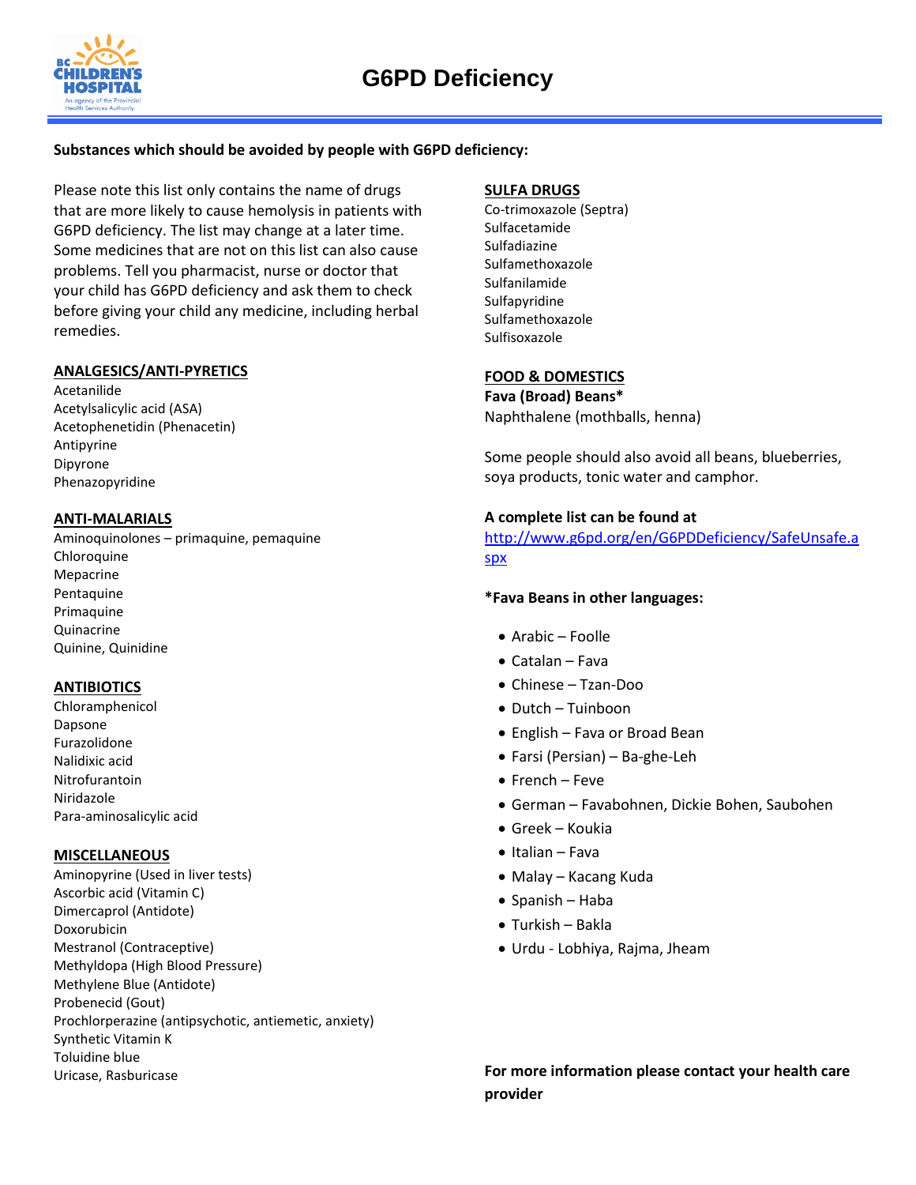# G6PD Deficiency

**Substances which should be avoided by people with G6PD deficiency:**

Please note this list only contains the name of drugs that are more likely to cause hemolysis in patients with G6PD deficiency. The list may change at a later time. Some medicines that are not on this list can also cause problems. Tell you pharmacist, nurse or doctor that your child has G6PD deficiency and ask them to check before giving your child any medicine, including herbal remedies.

## ANALGESICS/ANTI-PYRETICS

Acetanilide
Acetylsalicylic acid (ASA)
Acetophenetidin (Phenacetin)
Antipyrine
Dipyrone
Phenazopyridine

## ANTI-MALARIALS

Aminoquinolones – primaquine, pemaquine
Chloroquine
Mepacrine
Pentaquine
Primaquine
Quinacrine
Quinine, Quinidine

## ANTIBIOTICS

Chloramphenicol
Dapsone
Furazolidone
Nalidixic acid
Nitrofurantoin
Niridazole
Para-aminosalicylic acid

## MISCELLANEOUS

Aminopyrine (Used in liver tests)
Ascorbic acid (Vitamin C)
Dimercaprol (Antidote)
Doxorubicin
Mestranol (Contraceptive)
Methyldopa (High Blood Pressure)
Methylene Blue (Antidote)
Probenecid (Gout)
Prochlorperazine (antipsychotic, antiemetic, anxiety)
Synthetic Vitamin K
Toluidine blue
Uricase, Rasburicase

## SULFA DRUGS

Co-trimoxazole (Septra)
Sulfacetamide
Sulfadiazine
Sulfamethoxazole
Sulfanilamide
Sulfapyridine
Sulfamethoxazole
Sulfisoxazole

## FOOD & DOMESTICS

**Fava (Broad) Beans***
Naphthalene (mothballs, henna)

Some people should also avoid all beans, blueberries, soya products, tonic water and camphor.

**A complete list can be found at**
http://www.g6pd.org/en/G6PDDeficiency/SafeUnsafe.aspx

**\*Fava Beans in other languages:**

- Arabic – Foolle
- Catalan – Fava
- Chinese – Tzan-Doo
- Dutch – Tuinboon
- English – Fava or Broad Bean
- Farsi (Persian) – Ba-ghe-Leh
- French – Feve
- German – Favabohnen, Dickie Bohen, Saubohen
- Greek – Koukia
- Italian – Fava
- Malay – Kacang Kuda
- Spanish – Haba
- Turkish – Bakla
- Urdu - Lobhiya, Rajma, Jheam

**For more information please contact your health care provider**